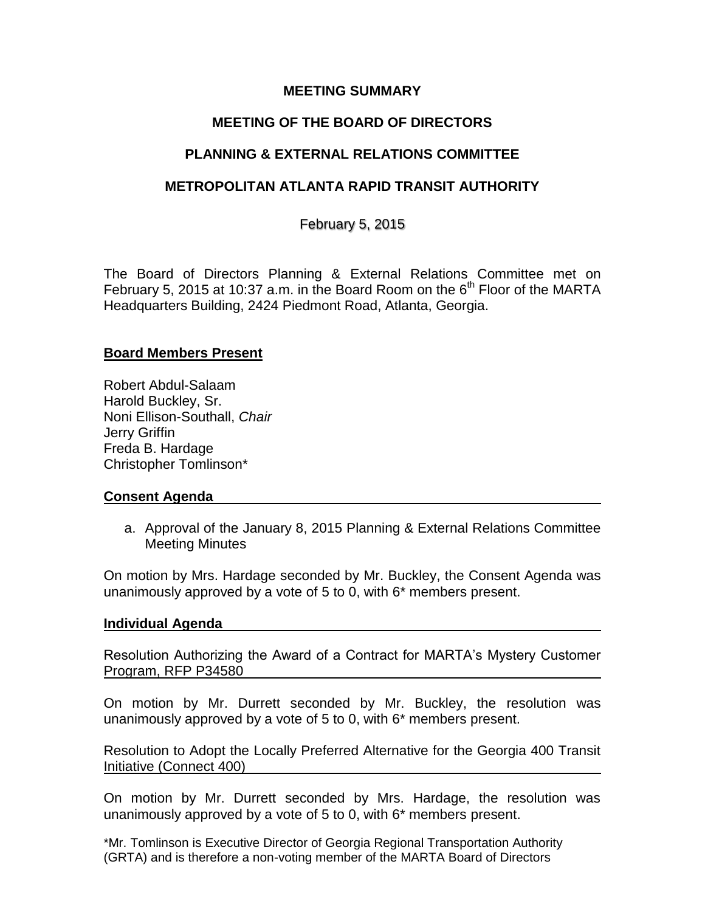# MEETING SUMMARY

## MEETING OF THE BOARD OF DIRECTORS

## PLANNING & EXTERNAL RELATIONS COMMITTEE

## METROPOLITAN ATLANTA RAPID TRANSIT AUTHORITY

February 5, 2015

The Board of Directors Planning & External Relations Committee met on February 5, 2015 at 10:37 a.m. in the Board Room on the 6th Floor of the MARTA Headquarters Building, 2424 Piedmont Road, Atlanta, Georgia.

### Board Members Present

Robert Abdul-Salaam
Harold Buckley, Sr.
Noni Ellison-Southall, *Chair*
Jerry Griffin
Freda B. Hardage
Christopher Tomlinson*

### Consent Agenda

a. Approval of the January 8, 2015 Planning & External Relations Committee Meeting Minutes

On motion by Mrs. Hardage seconded by Mr. Buckley, the Consent Agenda was unanimously approved by a vote of 5 to 0, with 6* members present.

### Individual Agenda

Resolution Authorizing the Award of a Contract for MARTA's Mystery Customer Program, RFP P34580

On motion by Mr. Durrett seconded by Mr. Buckley, the resolution was unanimously approved by a vote of 5 to 0, with 6* members present.

Resolution to Adopt the Locally Preferred Alternative for the Georgia 400 Transit Initiative (Connect 400)

On motion by Mr. Durrett seconded by Mrs. Hardage, the resolution was unanimously approved by a vote of 5 to 0, with 6* members present.

*Mr. Tomlinson is Executive Director of Georgia Regional Transportation Authority (GRTA) and is therefore a non-voting member of the MARTA Board of Directors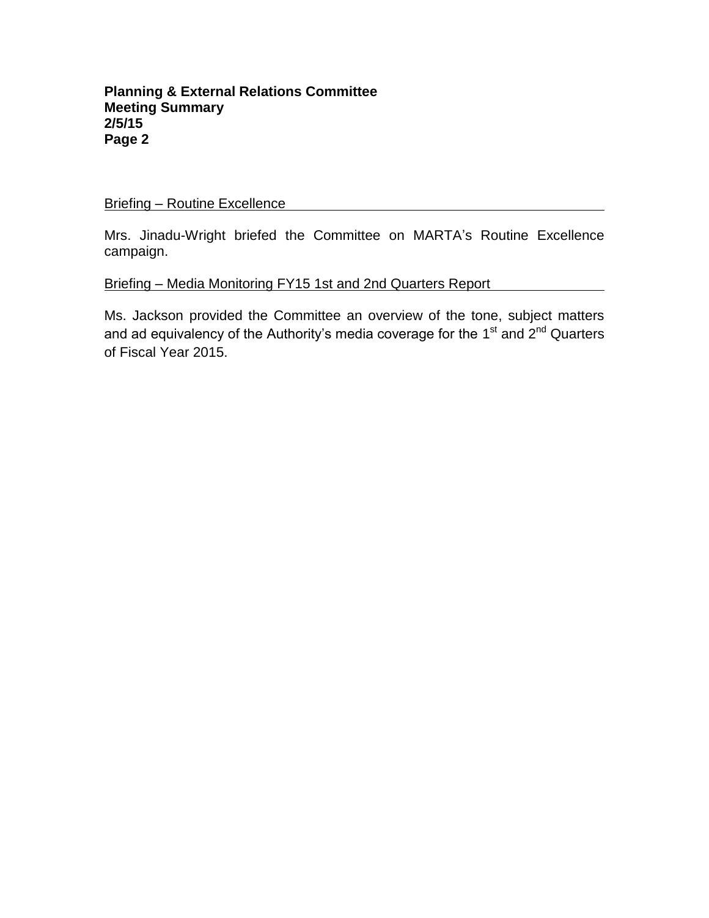Briefing – Routine Excellence

Mrs. Jinadu-Wright briefed the Committee on MARTA's Routine Excellence campaign.

Briefing – Media Monitoring FY15 1st and 2nd Quarters Report

Ms. Jackson provided the Committee an overview of the tone, subject matters and ad equivalency of the Authority's media coverage for the 1st and 2nd Quarters of Fiscal Year 2015.